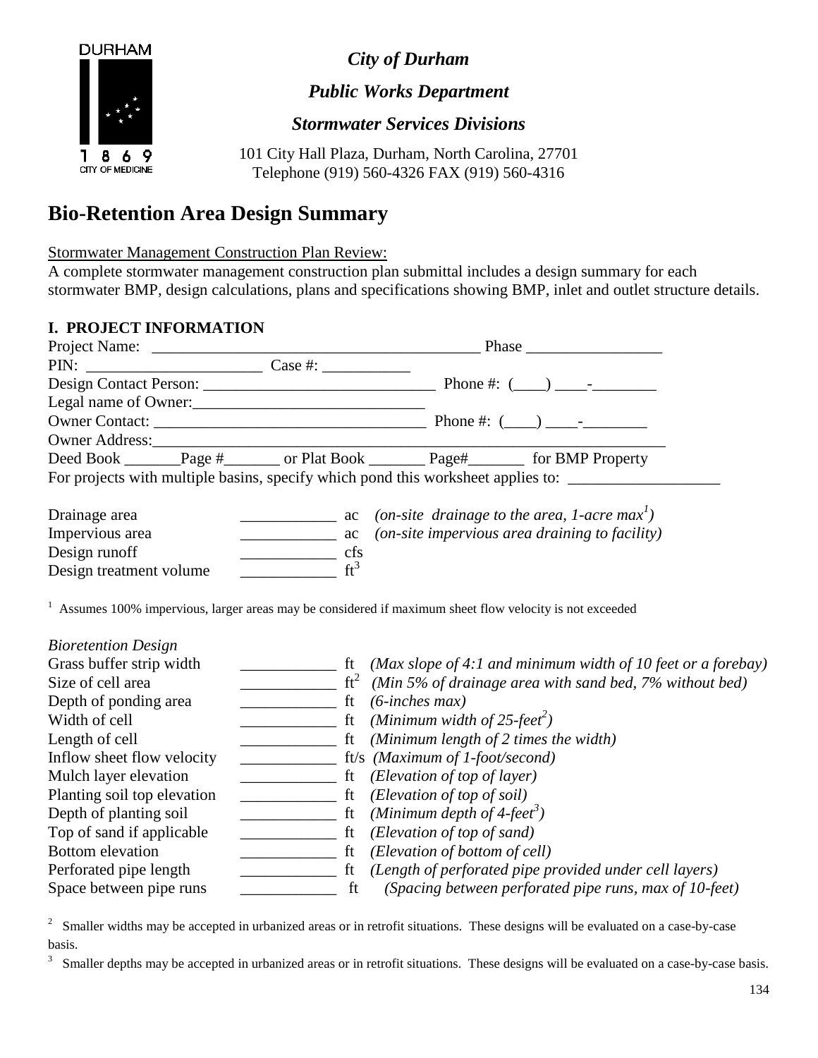DURHAM

1869

CITY OF MEDICINE

***City of Durham***

***Public Works Department***

***Stormwater Services Divisions***

101 City Hall Plaza, Durham, North Carolina, 27701
Telephone (919) 560-4326 FAX (919) 560-4316

# Bio-Retention Area Design Summary

Stormwater Management Construction Plan Review:
A complete stormwater management construction plan submittal includes a design summary for each stormwater BMP, design calculations, plans and specifications showing BMP, inlet and outlet structure details.

## I. PROJECT INFORMATION

Project Name: __________________________________________ Phase _________________

PIN: ______________________ Case #: ___________

Design Contact Person: _____________________________ Phone #: (____) ____-________

Legal name of Owner:_____________________________

Owner Contact: __________________________________ Phone #: (____) ____-________

Owner Address:_____________________________________________________________

Deed Book _______Page #_______ or Plat Book _______ Page#_______ for BMP Property

For projects with multiple basins, specify which pond this worksheet applies to: ___________________

| | | | |
|---|---|---|---|
| Drainage area | ____________ | ac | *(on-site drainage to the area, 1-acre max[1])* |
| Impervious area | ____________ | ac | *(on-site impervious area draining to facility)* |
| Design runoff | ____________ | cfs | |
| Design treatment volume | ____________ | $ft^3$ | |

[1] Assumes 100% impervious, larger areas may be considered if maximum sheet flow velocity is not exceeded

*Bioretention Design*

| | | | |
|---|---|---|---|
| Grass buffer strip width | ____________ | ft | *(Max slope of 4:1 and minimum width of 10 feet or a forebay)* |
| Size of cell area | ____________ | $ft^2$ | *(Min 5% of drainage area with sand bed, 7% without bed)* |
| Depth of ponding area | ____________ | ft | *(6-inches max)* |
| Width of cell | ____________ | ft | *(Minimum width of 25-feet[2])* |
| Length of cell | ____________ | ft | *(Minimum length of 2 times the width)* |
| Inflow sheet flow velocity | ____________ | ft/s | *(Maximum of 1-foot/second)* |
| Mulch layer elevation | ____________ | ft | *(Elevation of top of layer)* |
| Planting soil top elevation | ____________ | ft | *(Elevation of top of soil)* |
| Depth of planting soil | ____________ | ft | *(Minimum depth of 4-feet[3])* |
| Top of sand if applicable | ____________ | ft | *(Elevation of top of sand)* |
| Bottom elevation | ____________ | ft | *(Elevation of bottom of cell)* |
| Perforated pipe length | ____________ | ft | *(Length of perforated pipe provided under cell layers)* |
| Space between pipe runs | ____________ | ft | *(Spacing between perforated pipe runs, max of 10-feet)* |

[2] Smaller widths may be accepted in urbanized areas or in retrofit situations. These designs will be evaluated on a case-by-case basis.

[3] Smaller depths may be accepted in urbanized areas or in retrofit situations. These designs will be evaluated on a case-by-case basis.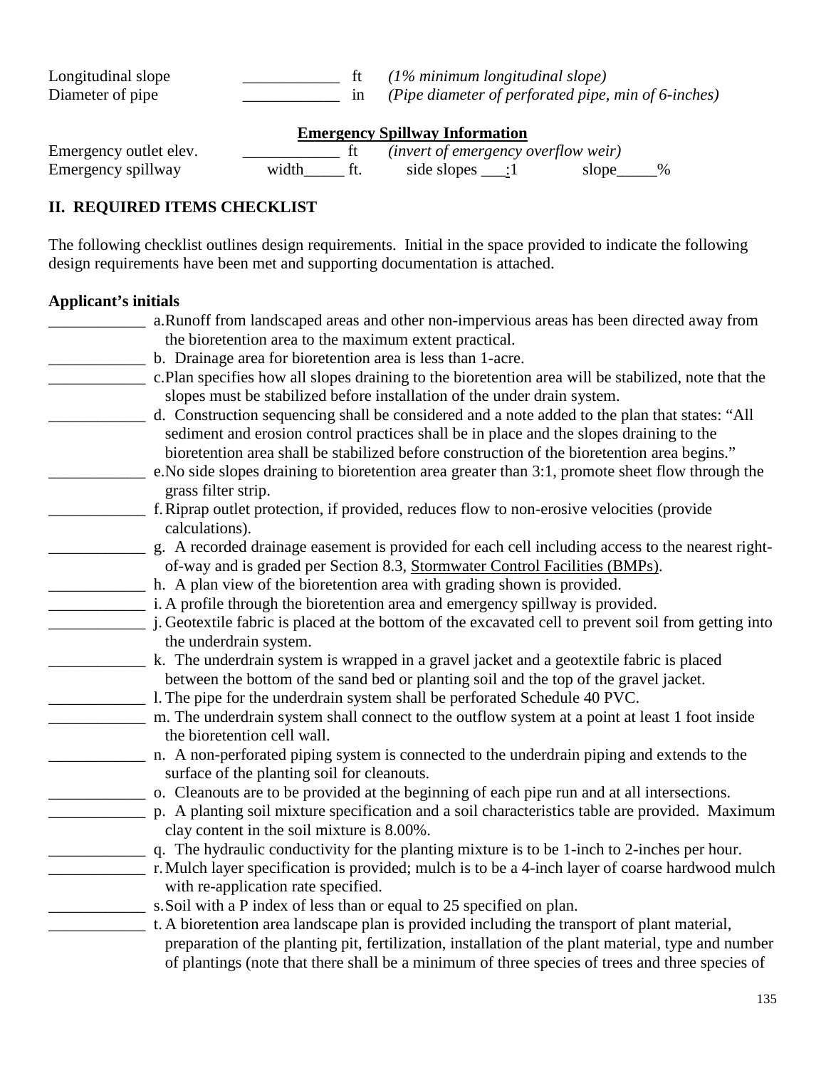Longitudinal slope ____________ ft *(1% minimum longitudinal slope)*
Diameter of pipe ____________ in *(Pipe diameter of perforated pipe, min of 6-inches)*

**Emergency Spillway Information**

Emergency outlet elev. ____________ ft *(invert of emergency overflow weir)*
Emergency spillway width_____ ft. side slopes ___:1 slope_____%

## II. REQUIRED ITEMS CHECKLIST

The following checklist outlines design requirements. Initial in the space provided to indicate the following design requirements have been met and supporting documentation is attached.

**Applicant's initials**

____________ a. Runoff from landscaped areas and other non-impervious areas has been directed away from the bioretention area to the maximum extent practical.

____________ b. Drainage area for bioretention area is less than 1-acre.

____________ c. Plan specifies how all slopes draining to the bioretention area will be stabilized, note that the slopes must be stabilized before installation of the under drain system.

____________ d. Construction sequencing shall be considered and a note added to the plan that states: "All sediment and erosion control practices shall be in place and the slopes draining to the bioretention area shall be stabilized before construction of the bioretention area begins."

____________ e. No side slopes draining to bioretention area greater than 3:1, promote sheet flow through the grass filter strip.

____________ f. Riprap outlet protection, if provided, reduces flow to non-erosive velocities (provide calculations).

____________ g. A recorded drainage easement is provided for each cell including access to the nearest right-of-way and is graded per Section 8.3, Stormwater Control Facilities (BMPs).

____________ h. A plan view of the bioretention area with grading shown is provided.

____________ i. A profile through the bioretention area and emergency spillway is provided.

____________ j. Geotextile fabric is placed at the bottom of the excavated cell to prevent soil from getting into the underdrain system.

____________ k. The underdrain system is wrapped in a gravel jacket and a geotextile fabric is placed between the bottom of the sand bed or planting soil and the top of the gravel jacket.

____________ l. The pipe for the underdrain system shall be perforated Schedule 40 PVC.

____________ m. The underdrain system shall connect to the outflow system at a point at least 1 foot inside the bioretention cell wall.

____________ n. A non-perforated piping system is connected to the underdrain piping and extends to the surface of the planting soil for cleanouts.

____________ o. Cleanouts are to be provided at the beginning of each pipe run and at all intersections.

____________ p. A planting soil mixture specification and a soil characteristics table are provided. Maximum clay content in the soil mixture is 8.00%.

____________ q. The hydraulic conductivity for the planting mixture is to be 1-inch to 2-inches per hour.

____________ r. Mulch layer specification is provided; mulch is to be a 4-inch layer of coarse hardwood mulch with re-application rate specified.

____________ s. Soil with a P index of less than or equal to 25 specified on plan.

____________ t. A bioretention area landscape plan is provided including the transport of plant material, preparation of the planting pit, fertilization, installation of the plant material, type and number of plantings (note that there shall be a minimum of three species of trees and three species of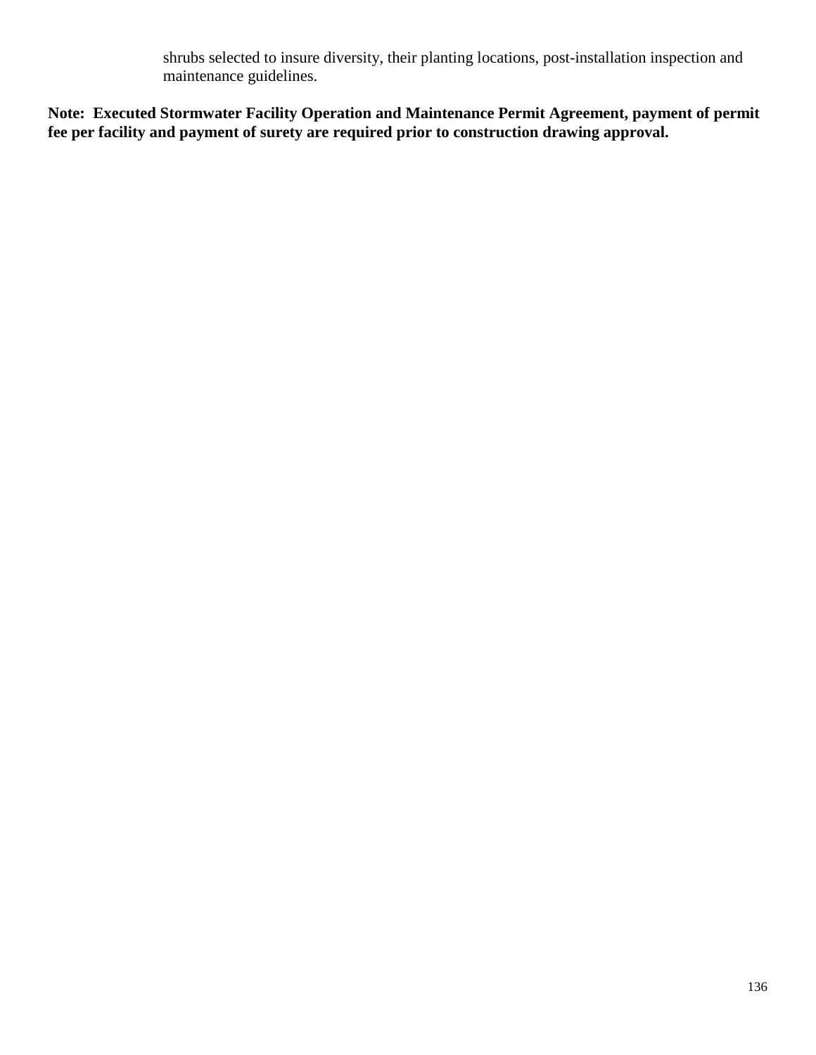shrubs selected to insure diversity, their planting locations, post-installation inspection and maintenance guidelines.

**Note: Executed Stormwater Facility Operation and Maintenance Permit Agreement, payment of permit fee per facility and payment of surety are required prior to construction drawing approval.**